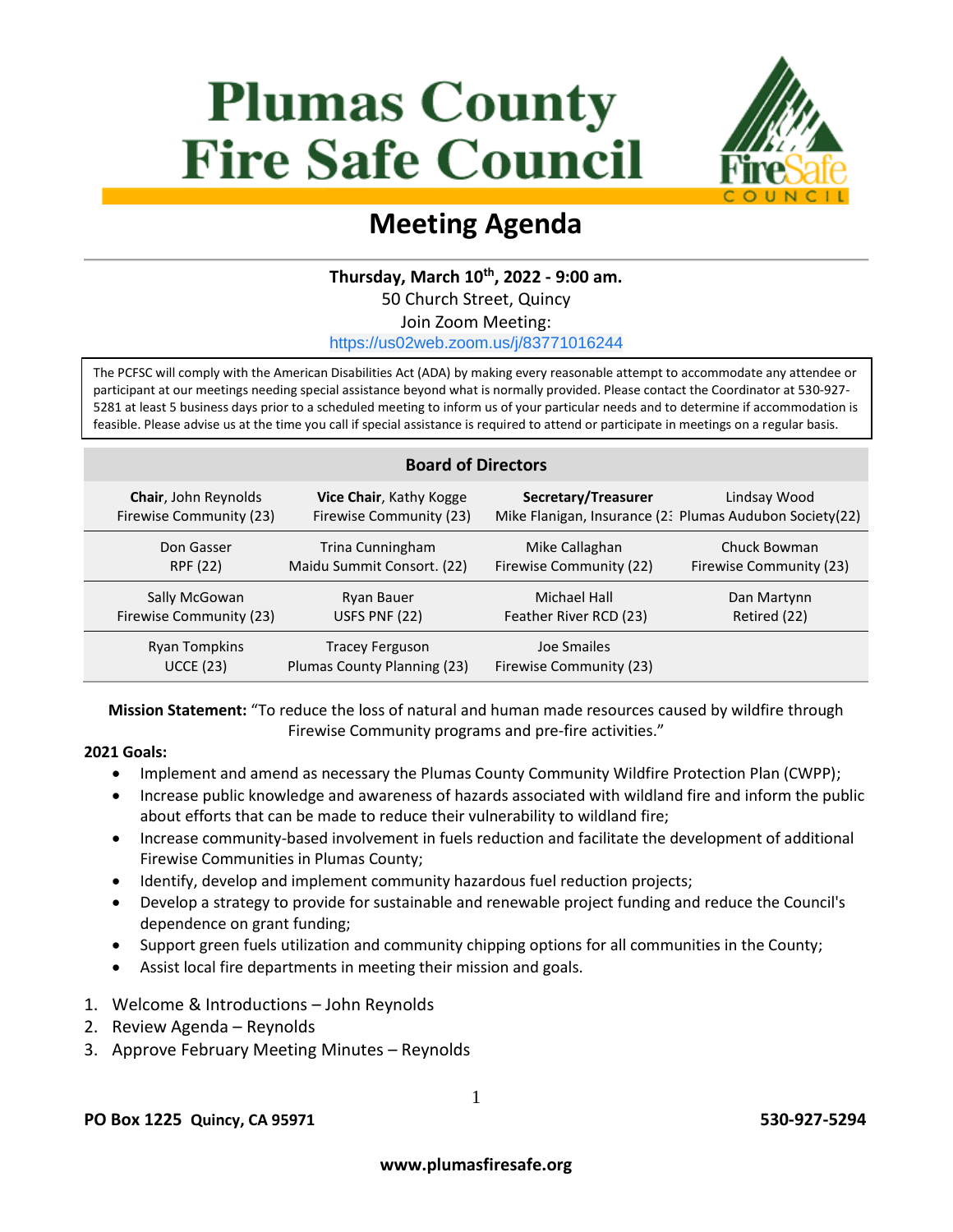# Plumas County Fire Safe Council

## Meeting Agenda

**Thursday, March 10th, 2022 - 9:00 am.**
50 Church Street, Quincy
Join Zoom Meeting:
https://us02web.zoom.us/j/83771016244

The PCFSC will comply with the American Disabilities Act (ADA) by making every reasonable attempt to accommodate any attendee or participant at our meetings needing special assistance beyond what is normally provided. Please contact the Coordinator at 530-927-5281 at least 5 business days prior to a scheduled meeting to inform us of your particular needs and to determine if accommodation is feasible. Please advise us at the time you call if special assistance is required to attend or participate in meetings on a regular basis.

| Board of Directors | | | |
|---|---|---|---|
| **Chair**, John Reynolds<br>Firewise Community (23) | **Vice Chair**, Kathy Kogge<br>Firewise Community (23) | **Secretary/Treasurer**<br>Mike Flanigan, Insurance (2: | Lindsay Wood<br>Plumas Audubon Society(22) |
| Don Gasser<br>RPF (22) | Trina Cunningham<br>Maidu Summit Consort. (22) | Mike Callaghan<br>Firewise Community (22) | Chuck Bowman<br>Firewise Community (23) |
| Sally McGowan<br>Firewise Community (23) | Ryan Bauer<br>USFS PNF (22) | Michael Hall<br>Feather River RCD (23) | Dan Martynn<br>Retired (22) |
| Ryan Tompkins<br>UCCE (23) | Tracey Ferguson<br>Plumas County Planning (23) | Joe Smailes<br>Firewise Community (23) | |

**Mission Statement:** "To reduce the loss of natural and human made resources caused by wildfire through Firewise Community programs and pre-fire activities."

**2021 Goals:**

- Implement and amend as necessary the Plumas County Community Wildfire Protection Plan (CWPP);
- Increase public knowledge and awareness of hazards associated with wildland fire and inform the public about efforts that can be made to reduce their vulnerability to wildland fire;
- Increase community-based involvement in fuels reduction and facilitate the development of additional Firewise Communities in Plumas County;
- Identify, develop and implement community hazardous fuel reduction projects;
- Develop a strategy to provide for sustainable and renewable project funding and reduce the Council's dependence on grant funding;
- Support green fuels utilization and community chipping options for all communities in the County;
- Assist local fire departments in meeting their mission and goals.

1. Welcome & Introductions – John Reynolds
2. Review Agenda – Reynolds
3. Approve February Meeting Minutes – Reynolds

**PO Box 1225 Quincy, CA 95971** **530-927-5294**

**www.plumasfiresafe.org**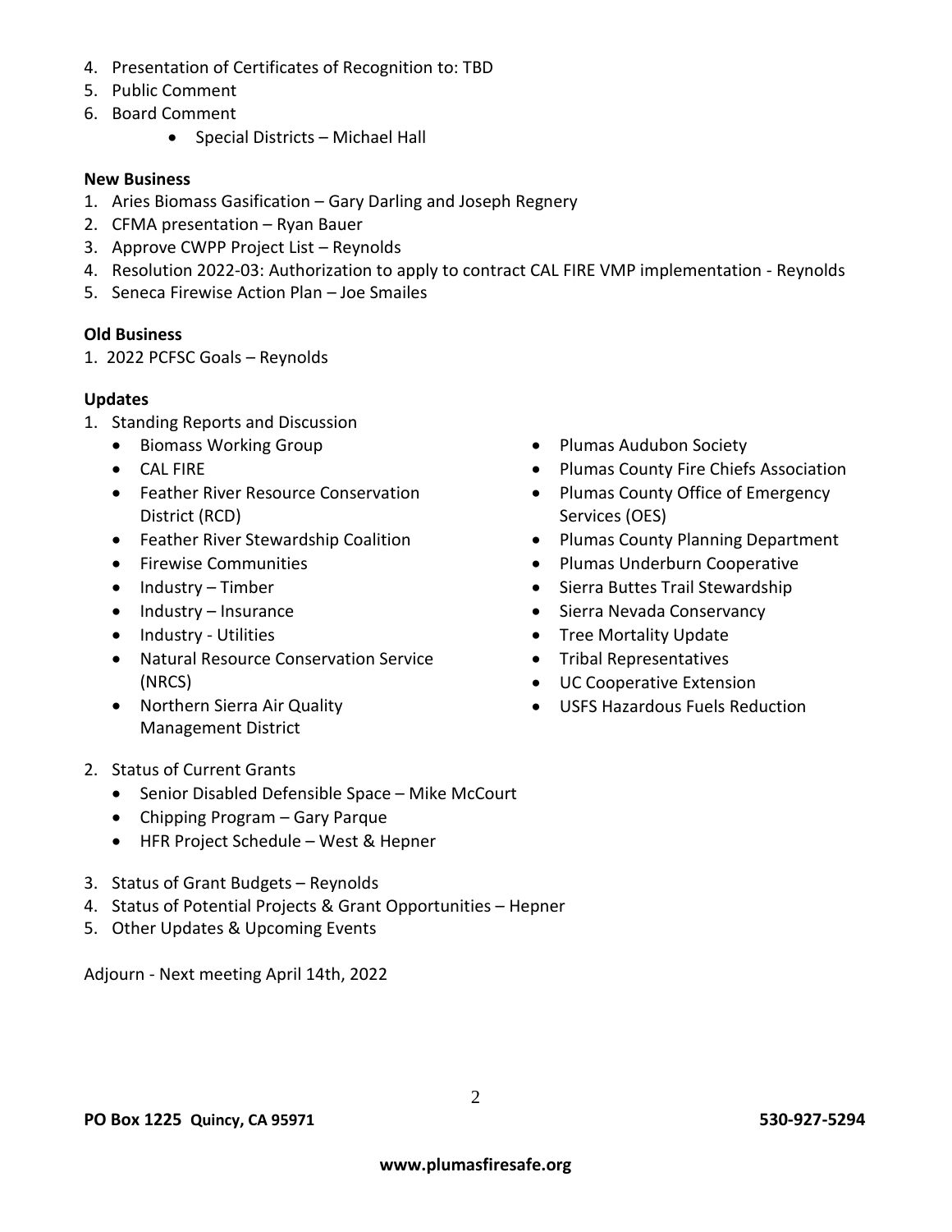4. Presentation of Certificates of Recognition to: TBD
5. Public Comment
6. Board Comment
   - Special Districts – Michael Hall

**New Business**

1. Aries Biomass Gasification – Gary Darling and Joseph Regnery
2. CFMA presentation – Ryan Bauer
3. Approve CWPP Project List – Reynolds
4. Resolution 2022-03: Authorization to apply to contract CAL FIRE VMP implementation - Reynolds
5. Seneca Firewise Action Plan – Joe Smailes

**Old Business**

1. 2022 PCFSC Goals – Reynolds

**Updates**

1. Standing Reports and Discussion
   - Biomass Working Group
   - CAL FIRE
   - Feather River Resource Conservation District (RCD)
   - Feather River Stewardship Coalition
   - Firewise Communities
   - Industry – Timber
   - Industry – Insurance
   - Industry - Utilities
   - Natural Resource Conservation Service (NRCS)
   - Northern Sierra Air Quality Management District
   - Plumas Audubon Society
   - Plumas County Fire Chiefs Association
   - Plumas County Office of Emergency Services (OES)
   - Plumas County Planning Department
   - Plumas Underburn Cooperative
   - Sierra Buttes Trail Stewardship
   - Sierra Nevada Conservancy
   - Tree Mortality Update
   - Tribal Representatives
   - UC Cooperative Extension
   - USFS Hazardous Fuels Reduction
2. Status of Current Grants
   - Senior Disabled Defensible Space – Mike McCourt
   - Chipping Program – Gary Parque
   - HFR Project Schedule – West & Hepner
3. Status of Grant Budgets – Reynolds
4. Status of Potential Projects & Grant Opportunities – Hepner
5. Other Updates & Upcoming Events

Adjourn - Next meeting April 14th, 2022

**PO Box 1225 Quincy, CA 95971** **530-927-5294**

**www.plumasfiresafe.org**